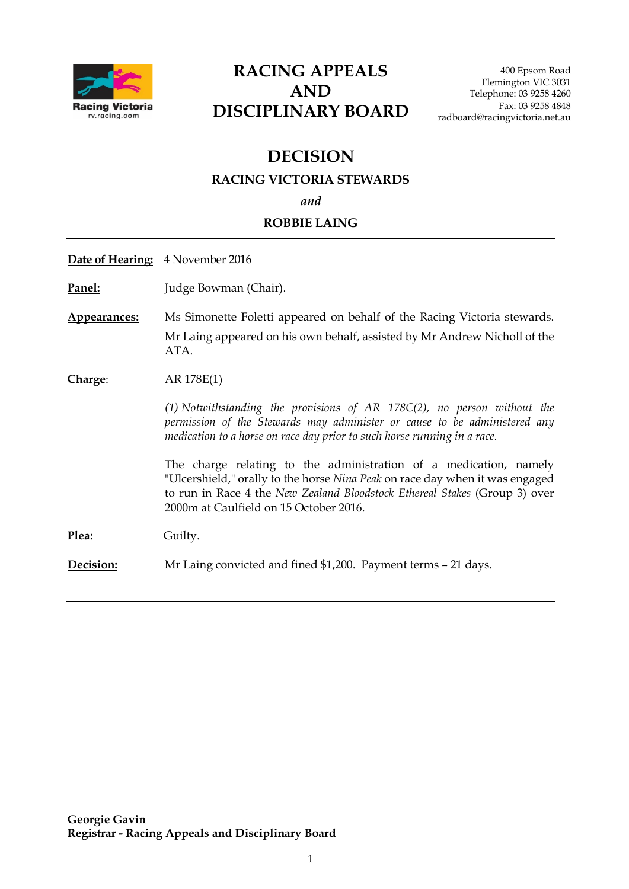Racing Victoria
rv.racing.com

# RACING APPEALS AND DISCIPLINARY BOARD

400 Epsom Road
Flemington VIC 3031
Telephone: 03 9258 4260
Fax: 03 9258 4848
radboard@racingvictoria.net.au

## DECISION

**RACING VICTORIA STEWARDS**

***and***

**ROBBIE LAING**

---

**Date of Hearing:** 4 November 2016

**Panel:** Judge Bowman (Chair).

**Appearances:** Ms Simonette Foletti appeared on behalf of the Racing Victoria stewards.

Mr Laing appeared on his own behalf, assisted by Mr Andrew Nicholl of the ATA.

**Charge:** AR 178E(1)

*(1) Notwithstanding the provisions of AR 178C(2), no person without the permission of the Stewards may administer or cause to be administered any medication to a horse on race day prior to such horse running in a race.*

The charge relating to the administration of a medication, namely "Ulcershield," orally to the horse *Nina Peak* on race day when it was engaged to run in Race 4 the *New Zealand Bloodstock Ethereal Stakes* (Group 3) over 2000m at Caulfield on 15 October 2016.

**Plea:** Guilty.

**Decision:** Mr Laing convicted and fined $1,200. Payment terms – 21 days.

---

**Georgie Gavin**
**Registrar - Racing Appeals and Disciplinary Board**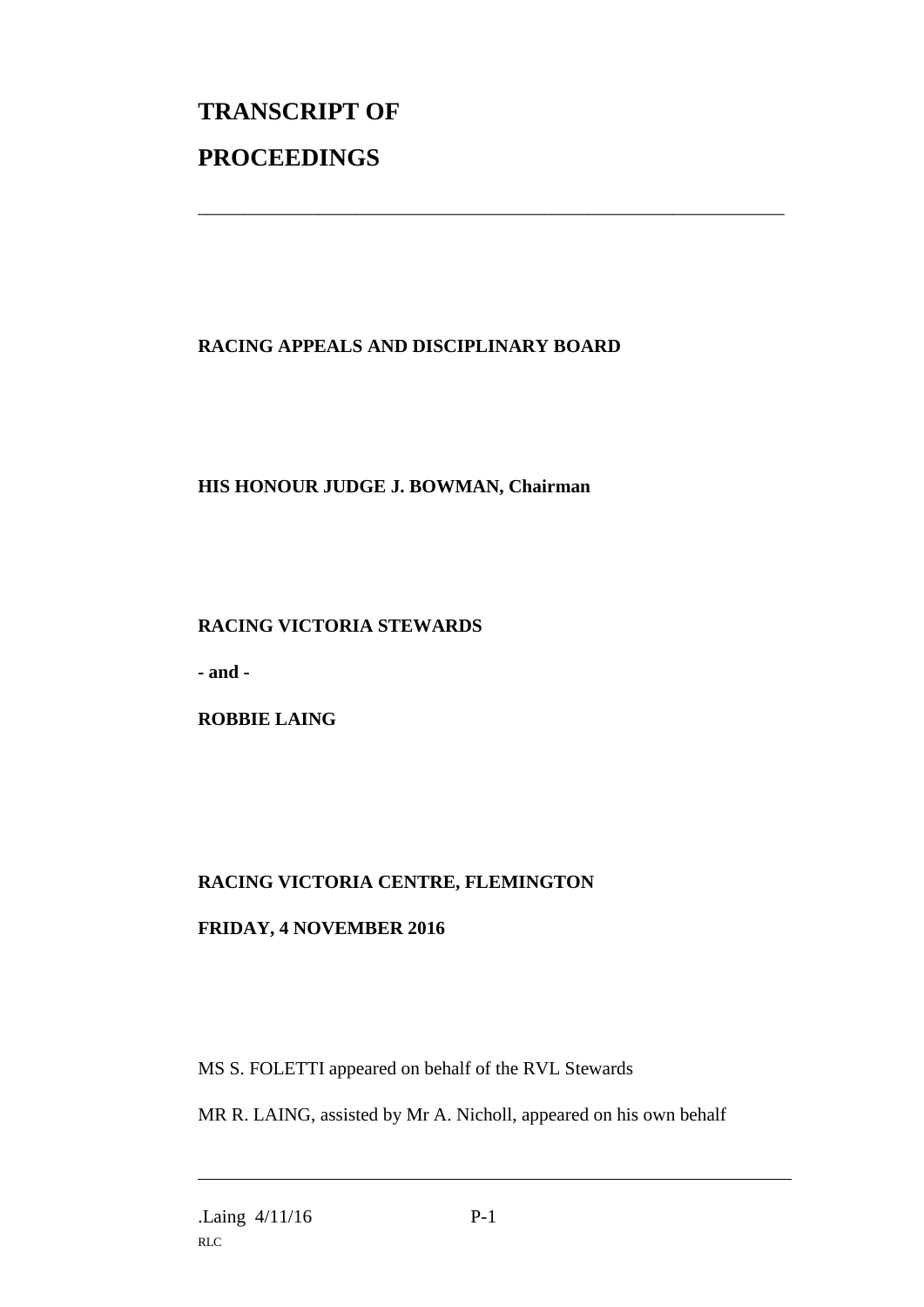# TRANSCRIPT OF

# PROCEEDINGS

---

**RACING APPEALS AND DISCIPLINARY BOARD**

**HIS HONOUR JUDGE J. BOWMAN, Chairman**

**RACING VICTORIA STEWARDS**

**- and -**

**ROBBIE LAING**

**RACING VICTORIA CENTRE, FLEMINGTON**

**FRIDAY, 4 NOVEMBER 2016**

MS S. FOLETTI appeared on behalf of the RVL Stewards

MR R. LAING, assisted by Mr A. Nicholl, appeared on his own behalf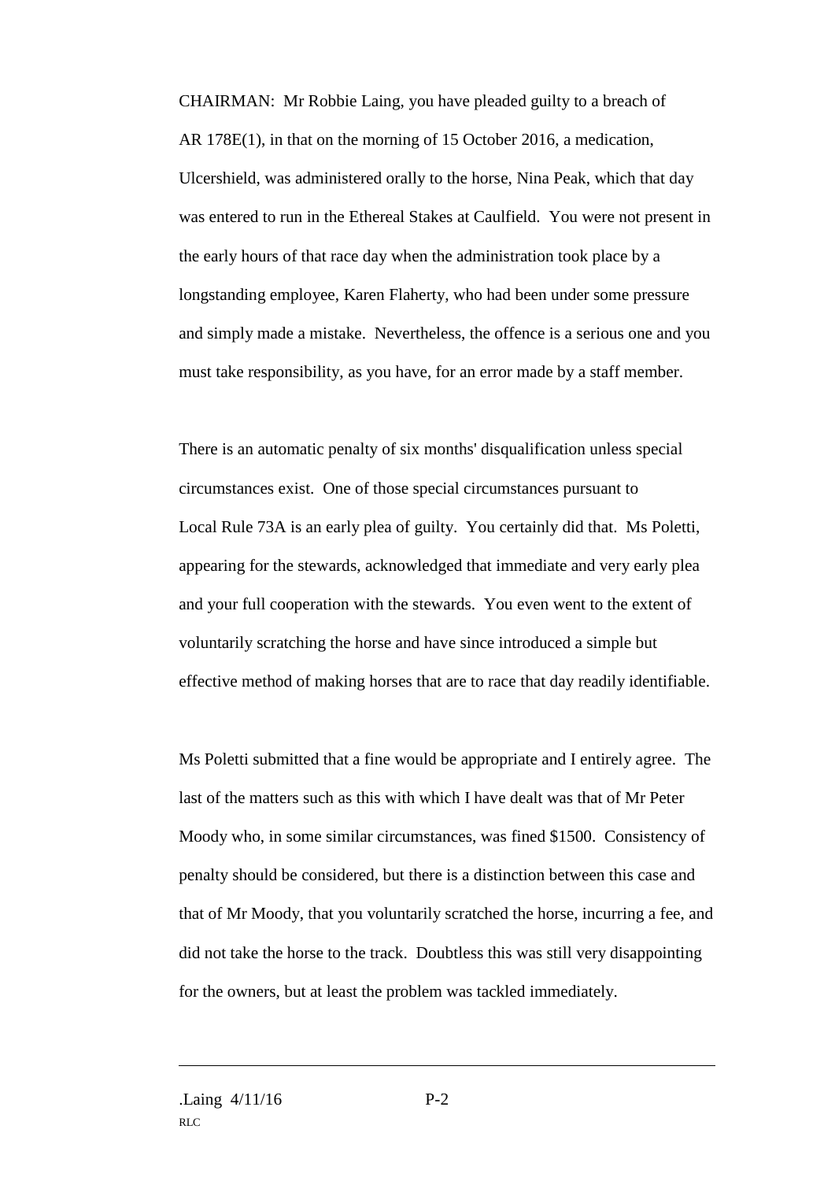CHAIRMAN: Mr Robbie Laing, you have pleaded guilty to a breach of AR 178E(1), in that on the morning of 15 October 2016, a medication, Ulcershield, was administered orally to the horse, Nina Peak, which that day was entered to run in the Ethereal Stakes at Caulfield. You were not present in the early hours of that race day when the administration took place by a longstanding employee, Karen Flaherty, who had been under some pressure and simply made a mistake. Nevertheless, the offence is a serious one and you must take responsibility, as you have, for an error made by a staff member.

There is an automatic penalty of six months' disqualification unless special circumstances exist. One of those special circumstances pursuant to Local Rule 73A is an early plea of guilty. You certainly did that. Ms Poletti, appearing for the stewards, acknowledged that immediate and very early plea and your full cooperation with the stewards. You even went to the extent of voluntarily scratching the horse and have since introduced a simple but effective method of making horses that are to race that day readily identifiable.

Ms Poletti submitted that a fine would be appropriate and I entirely agree. The last of the matters such as this with which I have dealt was that of Mr Peter Moody who, in some similar circumstances, was fined $1500. Consistency of penalty should be considered, but there is a distinction between this case and that of Mr Moody, that you voluntarily scratched the horse, incurring a fee, and did not take the horse to the track. Doubtless this was still very disappointing for the owners, but at least the problem was tackled immediately.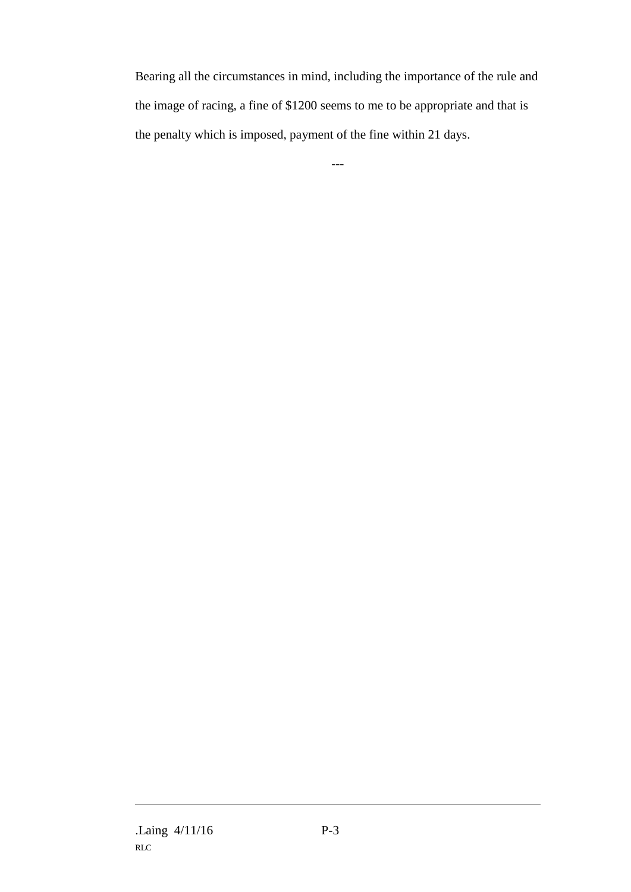Bearing all the circumstances in mind, including the importance of the rule and the image of racing, a fine of $1200 seems to me to be appropriate and that is the penalty which is imposed, payment of the fine within 21 days.

---